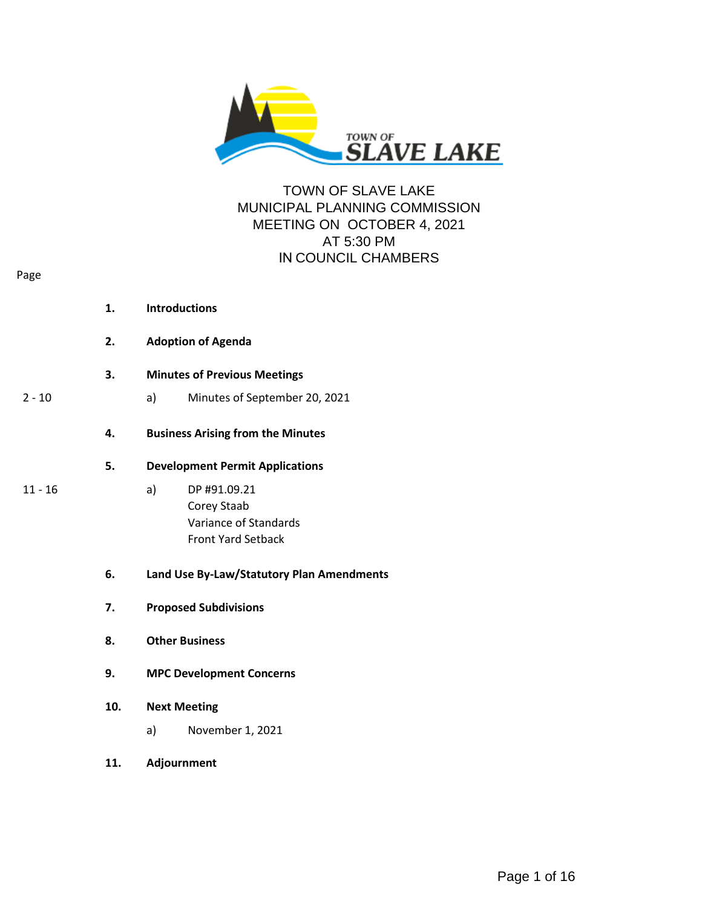TOWN OF SLAVE LAKE
MUNICIPAL PLANNING COMMISSION
MEETING ON OCTOBER 4, 2021
AT 5:30 PM
IN COUNCIL CHAMBERS

| Page | | |
|---|---|---|
| | **1.** | **Introductions** |
| | **2.** | **Adoption of Agenda** |
| | **3.** | **Minutes of Previous Meetings** |
| 2 - 10 | | a) Minutes of September 20, 2021 |
| | **4.** | **Business Arising from the Minutes** |
| | **5.** | **Development Permit Applications** |
| 11 - 16 | | a) DP #91.09.21<br>Corey Staab<br>Variance of Standards<br>Front Yard Setback |
| | **6.** | **Land Use By-Law/Statutory Plan Amendments** |
| | **7.** | **Proposed Subdivisions** |
| | **8.** | **Other Business** |
| | **9.** | **MPC Development Concerns** |
| | **10.** | **Next Meeting** |
| | | a) November 1, 2021 |
| | **11.** | **Adjournment** |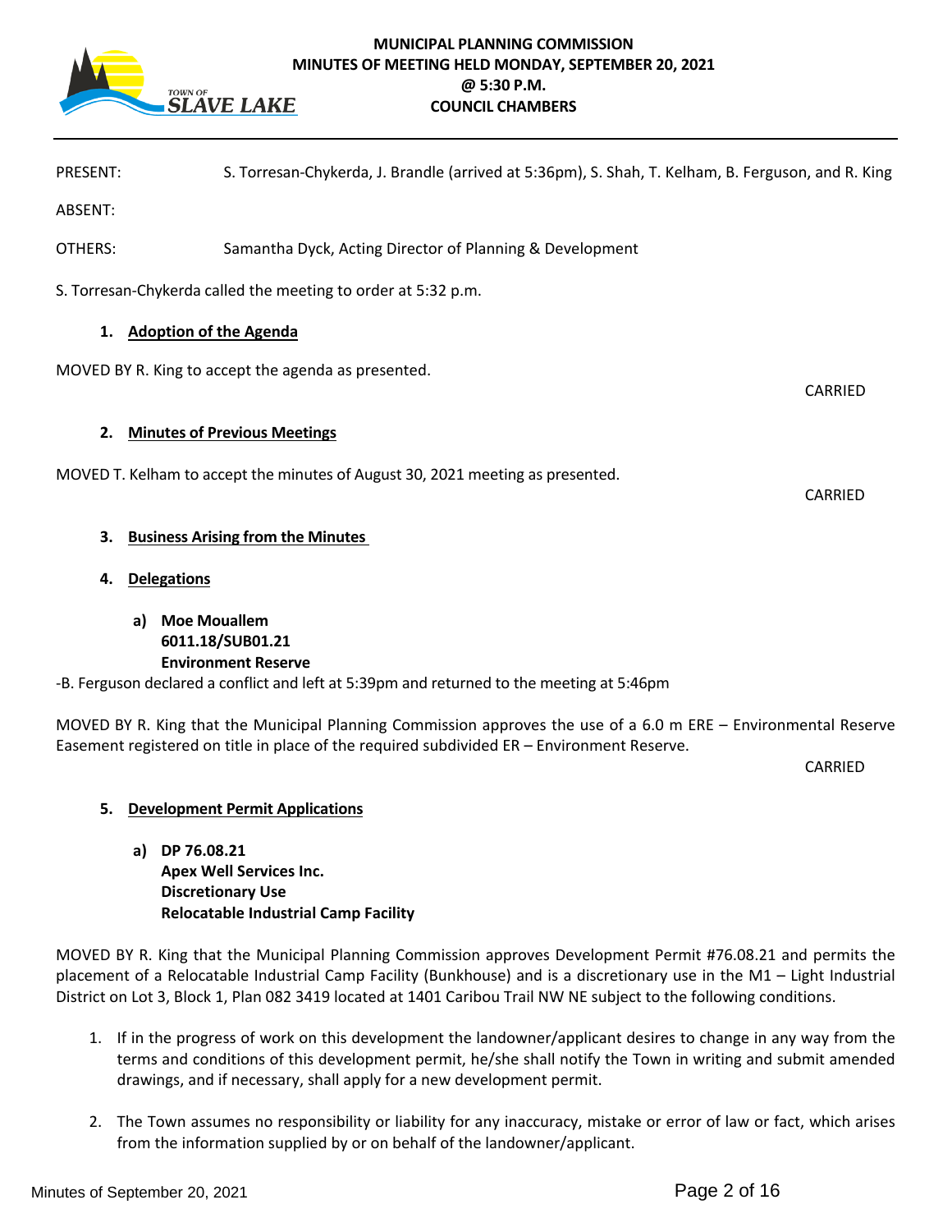# MUNICIPAL PLANNING COMMISSION
## MINUTES OF MEETING HELD MONDAY, SEPTEMBER 20, 2021
## @ 5:30 P.M.
## COUNCIL CHAMBERS

PRESENT: S. Torresan-Chykerda, J. Brandle (arrived at 5:36pm), S. Shah, T. Kelham, B. Ferguson, and R. King

ABSENT:

OTHERS: Samantha Dyck, Acting Director of Planning & Development

S. Torresan-Chykerda called the meeting to order at 5:32 p.m.

1. **Adoption of the Agenda**

MOVED BY R. King to accept the agenda as presented.

CARRIED

2. **Minutes of Previous Meetings**

MOVED T. Kelham to accept the minutes of August 30, 2021 meeting as presented.

CARRIED

3. **Business Arising from the Minutes**

4. **Delegations**

a) **Moe Mouallem**
**6011.18/SUB01.21**
**Environment Reserve**

-B. Ferguson declared a conflict and left at 5:39pm and returned to the meeting at 5:46pm

MOVED BY R. King that the Municipal Planning Commission approves the use of a 6.0 m ERE – Environmental Reserve Easement registered on title in place of the required subdivided ER – Environment Reserve.

CARRIED

5. **Development Permit Applications**

a) **DP 76.08.21**
**Apex Well Services Inc.**
**Discretionary Use**
**Relocatable Industrial Camp Facility**

MOVED BY R. King that the Municipal Planning Commission approves Development Permit #76.08.21 and permits the placement of a Relocatable Industrial Camp Facility (Bunkhouse) and is a discretionary use in the M1 – Light Industrial District on Lot 3, Block 1, Plan 082 3419 located at 1401 Caribou Trail NW NE subject to the following conditions.

1. If in the progress of work on this development the landowner/applicant desires to change in any way from the terms and conditions of this development permit, he/she shall notify the Town in writing and submit amended drawings, and if necessary, shall apply for a new development permit.

2. The Town assumes no responsibility or liability for any inaccuracy, mistake or error of law or fact, which arises from the information supplied by or on behalf of the landowner/applicant.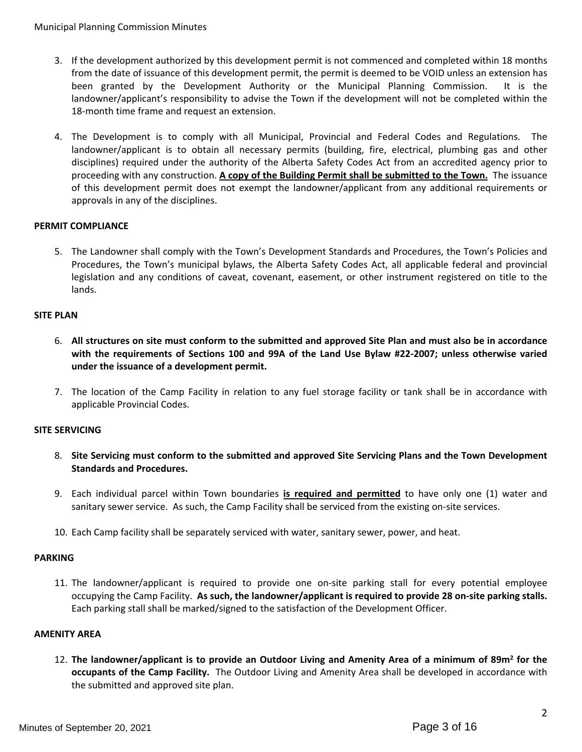3. If the development authorized by this development permit is not commenced and completed within 18 months from the date of issuance of this development permit, the permit is deemed to be VOID unless an extension has been granted by the Development Authority or the Municipal Planning Commission. It is the landowner/applicant's responsibility to advise the Town if the development will not be completed within the 18-month time frame and request an extension.

4. The Development is to comply with all Municipal, Provincial and Federal Codes and Regulations. The landowner/applicant is to obtain all necessary permits (building, fire, electrical, plumbing gas and other disciplines) required under the authority of the Alberta Safety Codes Act from an accredited agency prior to proceeding with any construction. **<u>A copy of the Building Permit shall be submitted to the Town.</u>** The issuance of this development permit does not exempt the landowner/applicant from any additional requirements or approvals in any of the disciplines.

**PERMIT COMPLIANCE**

5. The Landowner shall comply with the Town's Development Standards and Procedures, the Town's Policies and Procedures, the Town's municipal bylaws, the Alberta Safety Codes Act, all applicable federal and provincial legislation and any conditions of caveat, covenant, easement, or other instrument registered on title to the lands.

**SITE PLAN**

6. **All structures on site must conform to the submitted and approved Site Plan and must also be in accordance with the requirements of Sections 100 and 99A of the Land Use Bylaw #22-2007; unless otherwise varied under the issuance of a development permit.**

7. The location of the Camp Facility in relation to any fuel storage facility or tank shall be in accordance with applicable Provincial Codes.

**SITE SERVICING**

8. **Site Servicing must conform to the submitted and approved Site Servicing Plans and the Town Development Standards and Procedures.**

9. Each individual parcel within Town boundaries **<u>is required and permitted</u>** to have only one (1) water and sanitary sewer service. As such, the Camp Facility shall be serviced from the existing on-site services.

10. Each Camp facility shall be separately serviced with water, sanitary sewer, power, and heat.

**PARKING**

11. The landowner/applicant is required to provide one on-site parking stall for every potential employee occupying the Camp Facility. **As such, the landowner/applicant is required to provide 28 on-site parking stalls.** Each parking stall shall be marked/signed to the satisfaction of the Development Officer.

**AMENITY AREA**

12. **The landowner/applicant is to provide an Outdoor Living and Amenity Area of a minimum of 89m² for the occupants of the Camp Facility.** The Outdoor Living and Amenity Area shall be developed in accordance with the submitted and approved site plan.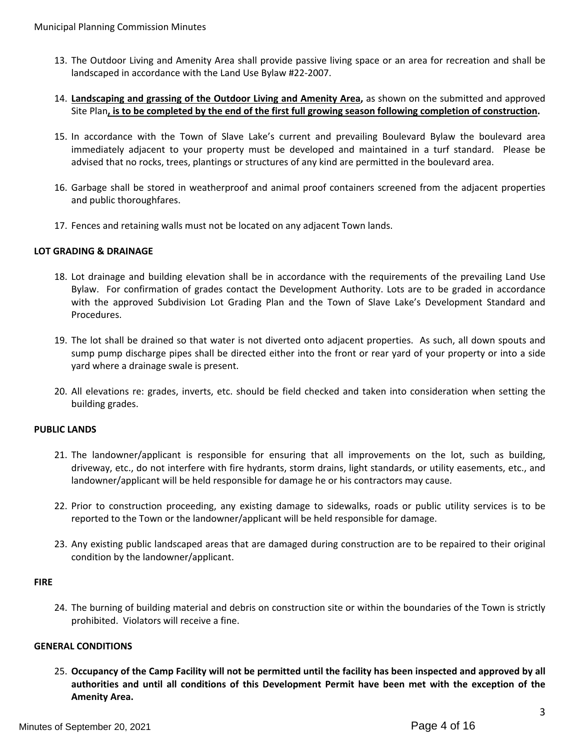13. The Outdoor Living and Amenity Area shall provide passive living space or an area for recreation and shall be landscaped in accordance with the Land Use Bylaw #22-2007.

14. **Landscaping and grassing of the Outdoor Living and Amenity Area,** as shown on the submitted and approved Site Plan**, is to be completed by the end of the first full growing season following completion of construction.**

15. In accordance with the Town of Slave Lake's current and prevailing Boulevard Bylaw the boulevard area immediately adjacent to your property must be developed and maintained in a turf standard. Please be advised that no rocks, trees, plantings or structures of any kind are permitted in the boulevard area.

16. Garbage shall be stored in weatherproof and animal proof containers screened from the adjacent properties and public thoroughfares.

17. Fences and retaining walls must not be located on any adjacent Town lands.

**LOT GRADING & DRAINAGE**

18. Lot drainage and building elevation shall be in accordance with the requirements of the prevailing Land Use Bylaw. For confirmation of grades contact the Development Authority. Lots are to be graded in accordance with the approved Subdivision Lot Grading Plan and the Town of Slave Lake's Development Standard and Procedures.

19. The lot shall be drained so that water is not diverted onto adjacent properties. As such, all down spouts and sump pump discharge pipes shall be directed either into the front or rear yard of your property or into a side yard where a drainage swale is present.

20. All elevations re: grades, inverts, etc. should be field checked and taken into consideration when setting the building grades.

**PUBLIC LANDS**

21. The landowner/applicant is responsible for ensuring that all improvements on the lot, such as building, driveway, etc., do not interfere with fire hydrants, storm drains, light standards, or utility easements, etc., and landowner/applicant will be held responsible for damage he or his contractors may cause.

22. Prior to construction proceeding, any existing damage to sidewalks, roads or public utility services is to be reported to the Town or the landowner/applicant will be held responsible for damage.

23. Any existing public landscaped areas that are damaged during construction are to be repaired to their original condition by the landowner/applicant.

**FIRE**

24. The burning of building material and debris on construction site or within the boundaries of the Town is strictly prohibited. Violators will receive a fine.

**GENERAL CONDITIONS**

25. **Occupancy of the Camp Facility will not be permitted until the facility has been inspected and approved by all authorities and until all conditions of this Development Permit have been met with the exception of the Amenity Area.**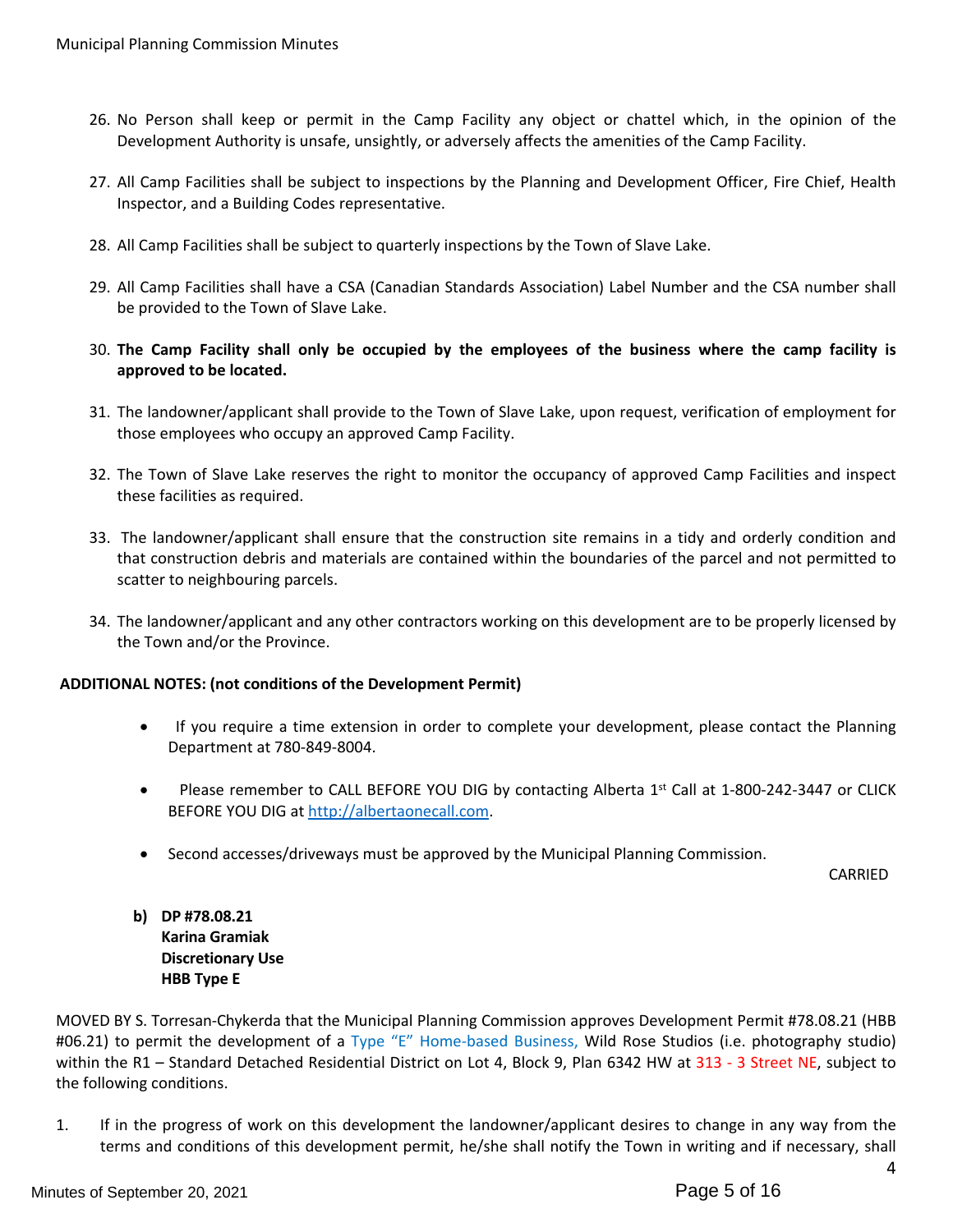26. No Person shall keep or permit in the Camp Facility any object or chattel which, in the opinion of the Development Authority is unsafe, unsightly, or adversely affects the amenities of the Camp Facility.

27. All Camp Facilities shall be subject to inspections by the Planning and Development Officer, Fire Chief, Health Inspector, and a Building Codes representative.

28. All Camp Facilities shall be subject to quarterly inspections by the Town of Slave Lake.

29. All Camp Facilities shall have a CSA (Canadian Standards Association) Label Number and the CSA number shall be provided to the Town of Slave Lake.

30. **The Camp Facility shall only be occupied by the employees of the business where the camp facility is approved to be located.**

31. The landowner/applicant shall provide to the Town of Slave Lake, upon request, verification of employment for those employees who occupy an approved Camp Facility.

32. The Town of Slave Lake reserves the right to monitor the occupancy of approved Camp Facilities and inspect these facilities as required.

33. The landowner/applicant shall ensure that the construction site remains in a tidy and orderly condition and that construction debris and materials are contained within the boundaries of the parcel and not permitted to scatter to neighbouring parcels.

34. The landowner/applicant and any other contractors working on this development are to be properly licensed by the Town and/or the Province.

**ADDITIONAL NOTES: (not conditions of the Development Permit)**

- If you require a time extension in order to complete your development, please contact the Planning Department at 780-849-8004.
- Please remember to CALL BEFORE YOU DIG by contacting Alberta 1st Call at 1-800-242-3447 or CLICK BEFORE YOU DIG at http://albertaonecall.com.
- Second accesses/driveways must be approved by the Municipal Planning Commission.

CARRIED

**b) DP #78.08.21**
**Karina Gramiak**
**Discretionary Use**
**HBB Type E**

MOVED BY S. Torresan-Chykerda that the Municipal Planning Commission approves Development Permit #78.08.21 (HBB #06.21) to permit the development of a Type "E" Home-based Business, Wild Rose Studios (i.e. photography studio) within the R1 – Standard Detached Residential District on Lot 4, Block 9, Plan 6342 HW at 313 - 3 Street NE, subject to the following conditions.

1. If in the progress of work on this development the landowner/applicant desires to change in any way from the terms and conditions of this development permit, he/she shall notify the Town in writing and if necessary, shall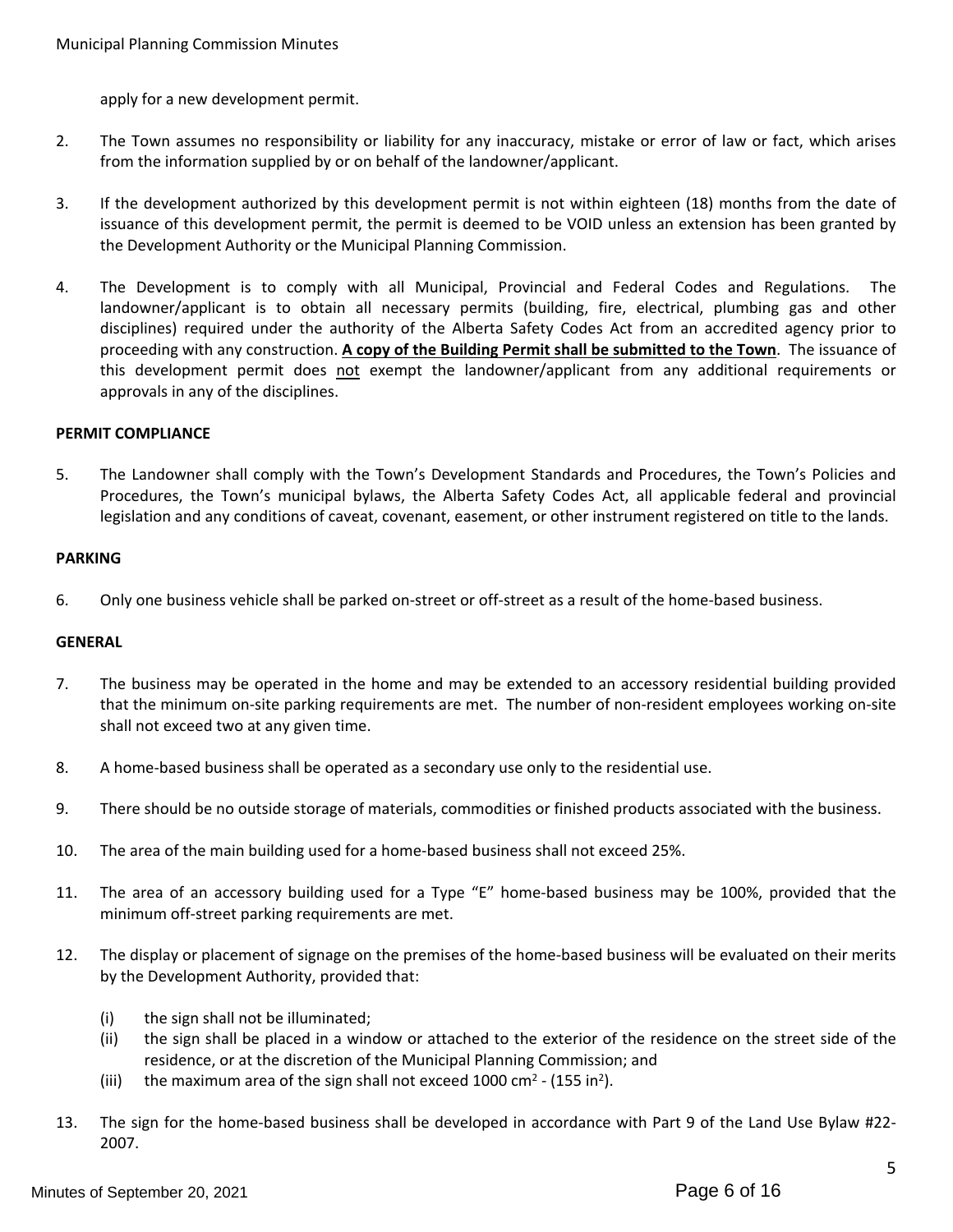apply for a new development permit.

2. The Town assumes no responsibility or liability for any inaccuracy, mistake or error of law or fact, which arises from the information supplied by or on behalf of the landowner/applicant.

3. If the development authorized by this development permit is not within eighteen (18) months from the date of issuance of this development permit, the permit is deemed to be VOID unless an extension has been granted by the Development Authority or the Municipal Planning Commission.

4. The Development is to comply with all Municipal, Provincial and Federal Codes and Regulations. The landowner/applicant is to obtain all necessary permits (building, fire, electrical, plumbing gas and other disciplines) required under the authority of the Alberta Safety Codes Act from an accredited agency prior to proceeding with any construction. **<u>A copy of the Building Permit shall be submitted to the Town</u>**. The issuance of this development permit does <u>not</u> exempt the landowner/applicant from any additional requirements or approvals in any of the disciplines.

**PERMIT COMPLIANCE**

5. The Landowner shall comply with the Town's Development Standards and Procedures, the Town's Policies and Procedures, the Town's municipal bylaws, the Alberta Safety Codes Act, all applicable federal and provincial legislation and any conditions of caveat, covenant, easement, or other instrument registered on title to the lands.

**PARKING**

6. Only one business vehicle shall be parked on-street or off-street as a result of the home-based business.

**GENERAL**

7. The business may be operated in the home and may be extended to an accessory residential building provided that the minimum on-site parking requirements are met. The number of non-resident employees working on-site shall not exceed two at any given time.

8. A home-based business shall be operated as a secondary use only to the residential use.

9. There should be no outside storage of materials, commodities or finished products associated with the business.

10. The area of the main building used for a home-based business shall not exceed 25%.

11. The area of an accessory building used for a Type "E" home-based business may be 100%, provided that the minimum off-street parking requirements are met.

12. The display or placement of signage on the premises of the home-based business will be evaluated on their merits by the Development Authority, provided that:

    (i) the sign shall not be illuminated;
    (ii) the sign shall be placed in a window or attached to the exterior of the residence on the street side of the residence, or at the discretion of the Municipal Planning Commission; and
    (iii) the maximum area of the sign shall not exceed 1000 $cm^2$ - (155 $in^2$).

13. The sign for the home-based business shall be developed in accordance with Part 9 of the Land Use Bylaw #22-2007.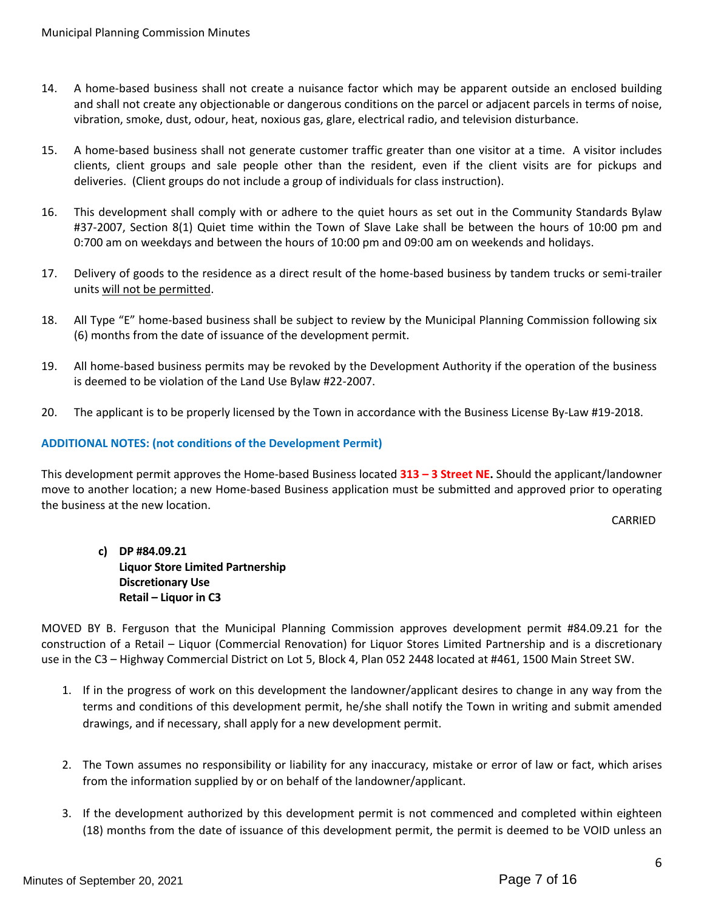14. A home-based business shall not create a nuisance factor which may be apparent outside an enclosed building and shall not create any objectionable or dangerous conditions on the parcel or adjacent parcels in terms of noise, vibration, smoke, dust, odour, heat, noxious gas, glare, electrical radio, and television disturbance.

15. A home-based business shall not generate customer traffic greater than one visitor at a time. A visitor includes clients, client groups and sale people other than the resident, even if the client visits are for pickups and deliveries. (Client groups do not include a group of individuals for class instruction).

16. This development shall comply with or adhere to the quiet hours as set out in the Community Standards Bylaw #37-2007, Section 8(1) Quiet time within the Town of Slave Lake shall be between the hours of 10:00 pm and 0:700 am on weekdays and between the hours of 10:00 pm and 09:00 am on weekends and holidays.

17. Delivery of goods to the residence as a direct result of the home-based business by tandem trucks or semi-trailer units <u>will not be permitted</u>.

18. All Type "E" home-based business shall be subject to review by the Municipal Planning Commission following six (6) months from the date of issuance of the development permit.

19. All home-based business permits may be revoked by the Development Authority if the operation of the business is deemed to be violation of the Land Use Bylaw #22-2007.

20. The applicant is to be properly licensed by the Town in accordance with the Business License By-Law #19-2018.

**ADDITIONAL NOTES: (not conditions of the Development Permit)**

This development permit approves the Home-based Business located **313 – 3 Street NE.** Should the applicant/landowner move to another location; a new Home-based Business application must be submitted and approved prior to operating the business at the new location.

CARRIED

**c) DP #84.09.21**
**Liquor Store Limited Partnership**
**Discretionary Use**
**Retail – Liquor in C3**

MOVED BY B. Ferguson that the Municipal Planning Commission approves development permit #84.09.21 for the construction of a Retail – Liquor (Commercial Renovation) for Liquor Stores Limited Partnership and is a discretionary use in the C3 – Highway Commercial District on Lot 5, Block 4, Plan 052 2448 located at #461, 1500 Main Street SW.

1. If in the progress of work on this development the landowner/applicant desires to change in any way from the terms and conditions of this development permit, he/she shall notify the Town in writing and submit amended drawings, and if necessary, shall apply for a new development permit.

2. The Town assumes no responsibility or liability for any inaccuracy, mistake or error of law or fact, which arises from the information supplied by or on behalf of the landowner/applicant.

3. If the development authorized by this development permit is not commenced and completed within eighteen (18) months from the date of issuance of this development permit, the permit is deemed to be VOID unless an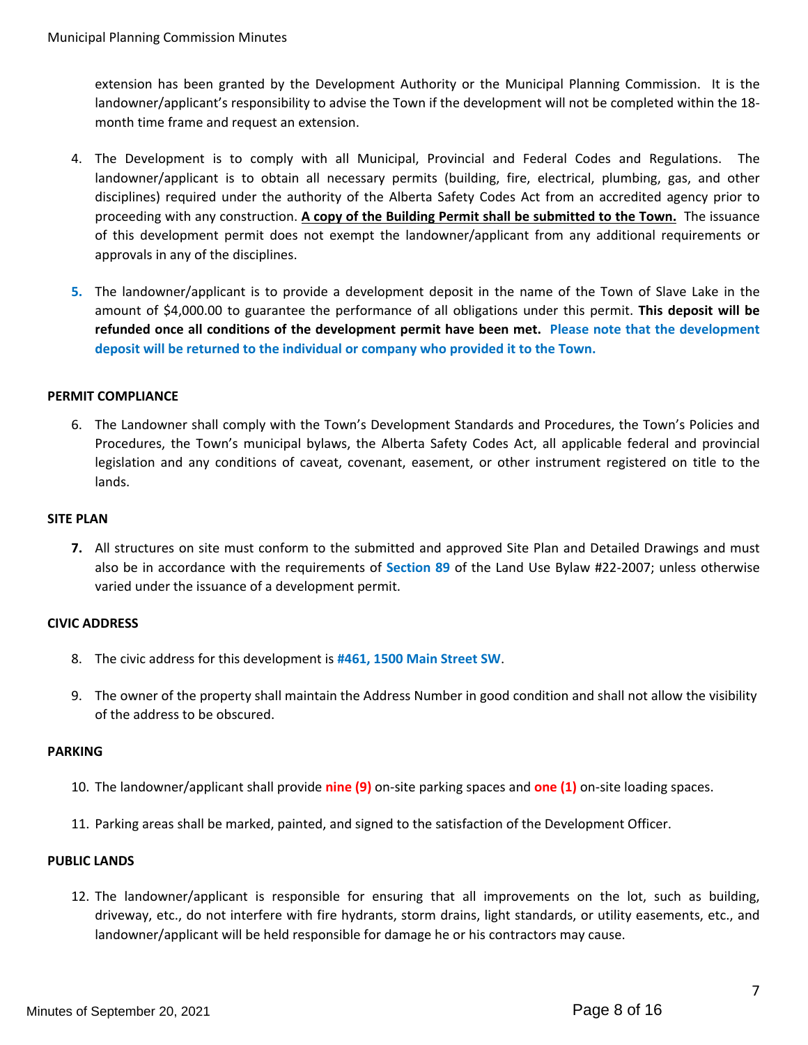extension has been granted by the Development Authority or the Municipal Planning Commission. It is the landowner/applicant's responsibility to advise the Town if the development will not be completed within the 18-month time frame and request an extension.

4. The Development is to comply with all Municipal, Provincial and Federal Codes and Regulations. The landowner/applicant is to obtain all necessary permits (building, fire, electrical, plumbing, gas, and other disciplines) required under the authority of the Alberta Safety Codes Act from an accredited agency prior to proceeding with any construction. **A copy of the Building Permit shall be submitted to the Town.** The issuance of this development permit does not exempt the landowner/applicant from any additional requirements or approvals in any of the disciplines.

5. The landowner/applicant is to provide a development deposit in the name of the Town of Slave Lake in the amount of $4,000.00 to guarantee the performance of all obligations under this permit. **This deposit will be refunded once all conditions of the development permit have been met. Please note that the development deposit will be returned to the individual or company who provided it to the Town.**

**PERMIT COMPLIANCE**

6. The Landowner shall comply with the Town's Development Standards and Procedures, the Town's Policies and Procedures, the Town's municipal bylaws, the Alberta Safety Codes Act, all applicable federal and provincial legislation and any conditions of caveat, covenant, easement, or other instrument registered on title to the lands.

**SITE PLAN**

7. All structures on site must conform to the submitted and approved Site Plan and Detailed Drawings and must also be in accordance with the requirements of **Section 89** of the Land Use Bylaw #22-2007; unless otherwise varied under the issuance of a development permit.

**CIVIC ADDRESS**

8. The civic address for this development is **#461, 1500 Main Street SW**.

9. The owner of the property shall maintain the Address Number in good condition and shall not allow the visibility of the address to be obscured.

**PARKING**

10. The landowner/applicant shall provide **nine (9)** on-site parking spaces and **one (1)** on-site loading spaces.

11. Parking areas shall be marked, painted, and signed to the satisfaction of the Development Officer.

**PUBLIC LANDS**

12. The landowner/applicant is responsible for ensuring that all improvements on the lot, such as building, driveway, etc., do not interfere with fire hydrants, storm drains, light standards, or utility easements, etc., and landowner/applicant will be held responsible for damage he or his contractors may cause.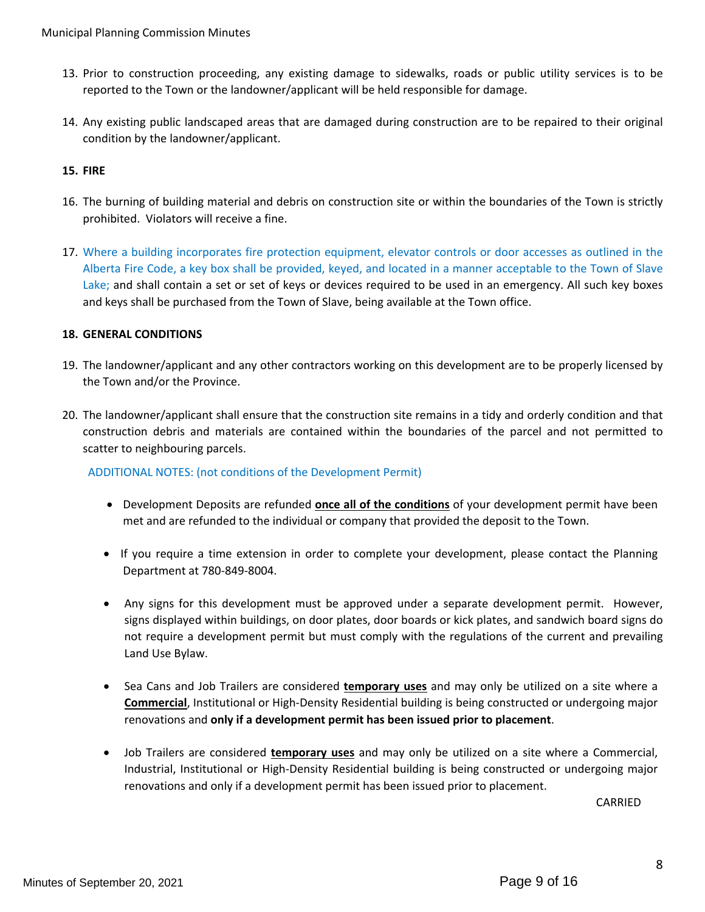13. Prior to construction proceeding, any existing damage to sidewalks, roads or public utility services is to be reported to the Town or the landowner/applicant will be held responsible for damage.

14. Any existing public landscaped areas that are damaged during construction are to be repaired to their original condition by the landowner/applicant.

15. **FIRE**

16. The burning of building material and debris on construction site or within the boundaries of the Town is strictly prohibited. Violators will receive a fine.

17. Where a building incorporates fire protection equipment, elevator controls or door accesses as outlined in the Alberta Fire Code, a key box shall be provided, keyed, and located in a manner acceptable to the Town of Slave Lake; and shall contain a set or set of keys or devices required to be used in an emergency. All such key boxes and keys shall be purchased from the Town of Slave, being available at the Town office.

18. **GENERAL CONDITIONS**

19. The landowner/applicant and any other contractors working on this development are to be properly licensed by the Town and/or the Province.

20. The landowner/applicant shall ensure that the construction site remains in a tidy and orderly condition and that construction debris and materials are contained within the boundaries of the parcel and not permitted to scatter to neighbouring parcels.

ADDITIONAL NOTES: (not conditions of the Development Permit)

- Development Deposits are refunded **once all of the conditions** of your development permit have been met and are refunded to the individual or company that provided the deposit to the Town.

- If you require a time extension in order to complete your development, please contact the Planning Department at 780-849-8004.

- Any signs for this development must be approved under a separate development permit. However, signs displayed within buildings, on door plates, door boards or kick plates, and sandwich board signs do not require a development permit but must comply with the regulations of the current and prevailing Land Use Bylaw.

- Sea Cans and Job Trailers are considered **temporary uses** and may only be utilized on a site where a **Commercial**, Institutional or High-Density Residential building is being constructed or undergoing major renovations and **only if a development permit has been issued prior to placement**.

- Job Trailers are considered **temporary uses** and may only be utilized on a site where a Commercial, Industrial, Institutional or High-Density Residential building is being constructed or undergoing major renovations and only if a development permit has been issued prior to placement.

CARRIED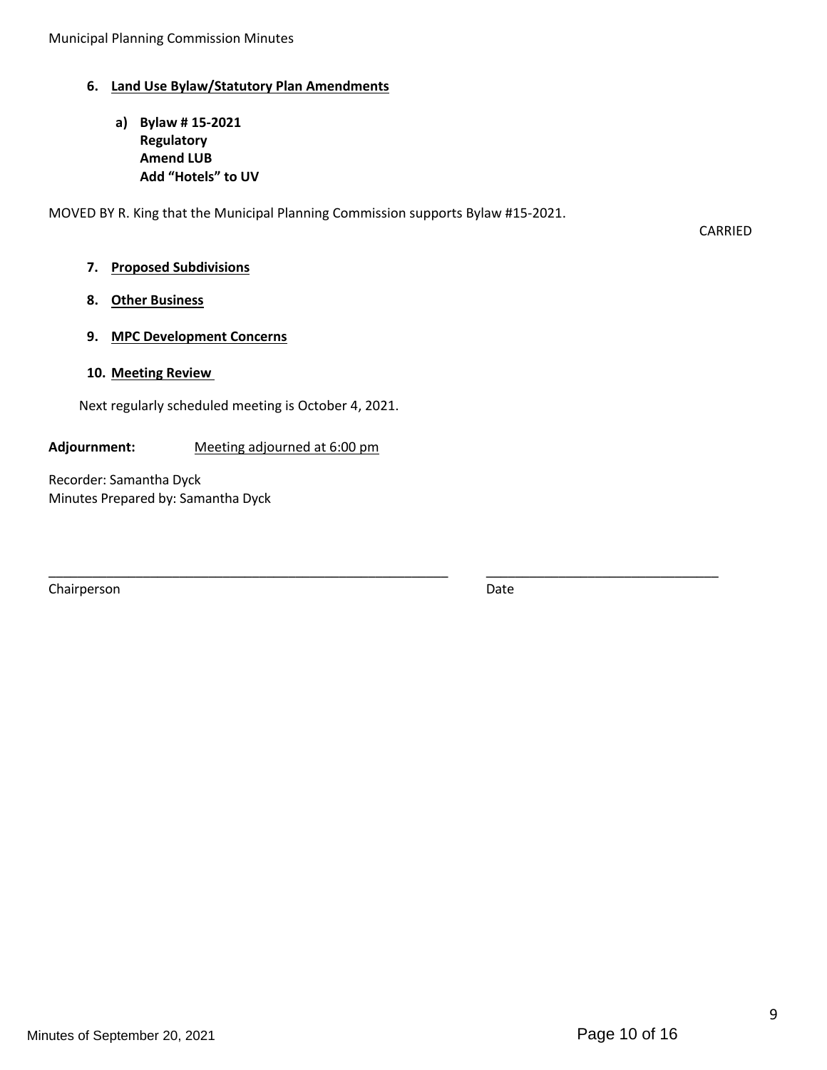6. **Land Use Bylaw/Statutory Plan Amendments**

   a) **Bylaw # 15-2021**
      **Regulatory**
      **Amend LUB**
      **Add "Hotels" to UV**

MOVED BY R. King that the Municipal Planning Commission supports Bylaw #15-2021.

CARRIED

7. **Proposed Subdivisions**

8. **Other Business**

9. **MPC Development Concerns**

10. **Meeting Review**

Next regularly scheduled meeting is October 4, 2021.

**Adjournment:** Meeting adjourned at 6:00 pm

Recorder: Samantha Dyck
Minutes Prepared by: Samantha Dyck

\_\_\_\_\_\_\_\_\_\_\_\_\_\_\_\_\_\_\_\_\_\_\_\_\_\_\_\_\_\_\_\_\_\_\_\_\_\_\_\_ \_\_\_\_\_\_\_\_\_\_\_\_\_\_\_\_\_\_\_\_\_\_\_\_\_\_\_\_
Chairperson Date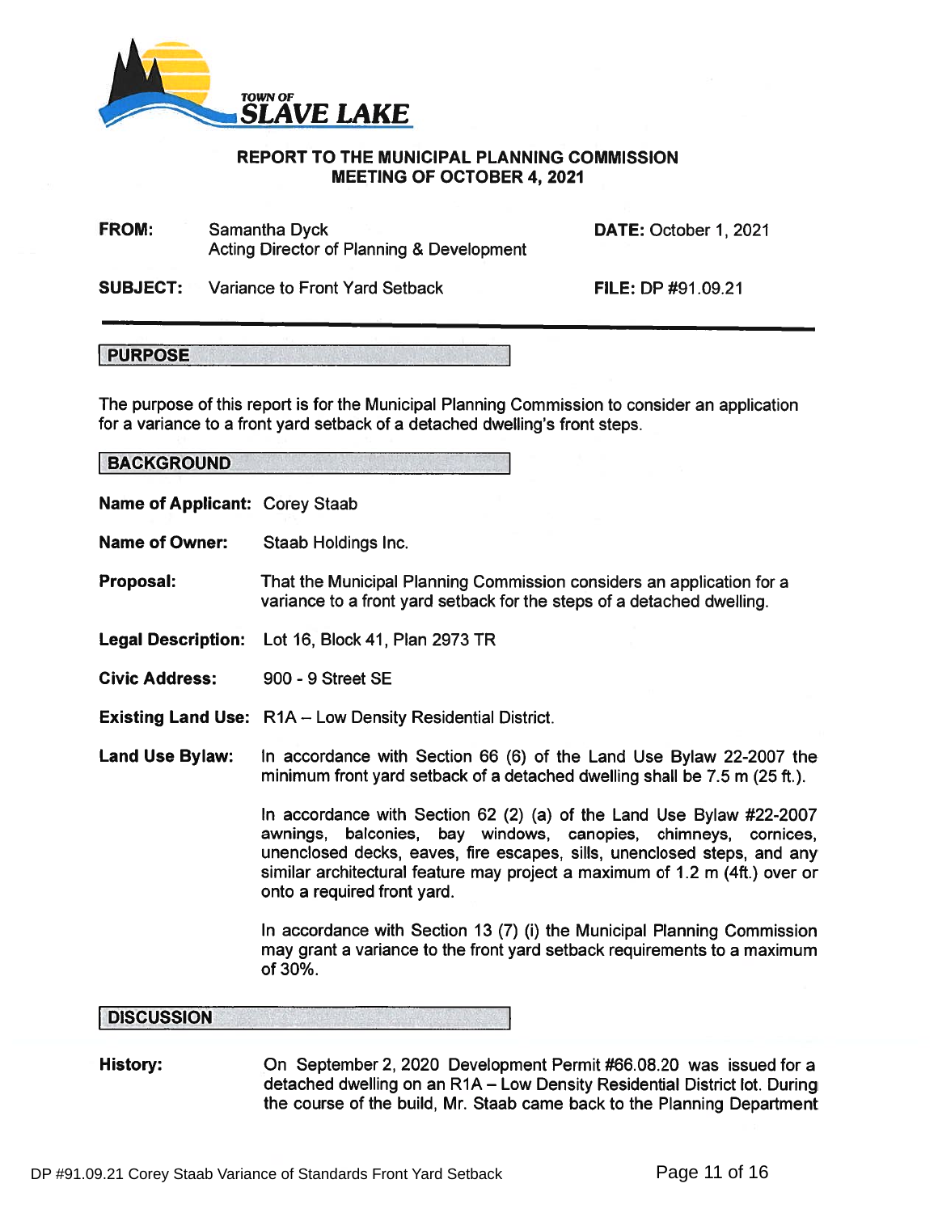TOWN OF **SLAVE LAKE**

**REPORT TO THE MUNICIPAL PLANNING COMMISSION**
**MEETING OF OCTOBER 4, 2021**

**FROM:** Samantha Dyck
Acting Director of Planning & Development

**DATE:** October 1, 2021

**SUBJECT:** Variance to Front Yard Setback

**FILE:** DP #91.09.21

---

## PURPOSE

The purpose of this report is for the Municipal Planning Commission to consider an application for a variance to a front yard setback of a detached dwelling's front steps.

## BACKGROUND

**Name of Applicant:** Corey Staab

**Name of Owner:** Staab Holdings Inc.

**Proposal:** That the Municipal Planning Commission considers an application for a variance to a front yard setback for the steps of a detached dwelling.

**Legal Description:** Lot 16, Block 41, Plan 2973 TR

**Civic Address:** 900 - 9 Street SE

**Existing Land Use:** R1A – Low Density Residential District.

**Land Use Bylaw:** In accordance with Section 66 (6) of the Land Use Bylaw 22-2007 the minimum front yard setback of a detached dwelling shall be 7.5 m (25 ft.).

In accordance with Section 62 (2) (a) of the Land Use Bylaw #22-2007 awnings, balconies, bay windows, canopies, chimneys, cornices, unenclosed decks, eaves, fire escapes, sills, unenclosed steps, and any similar architectural feature may project a maximum of 1.2 m (4ft.) over or onto a required front yard.

In accordance with Section 13 (7) (i) the Municipal Planning Commission may grant a variance to the front yard setback requirements to a maximum of 30%.

## DISCUSSION

**History:** On September 2, 2020 Development Permit #66.08.20 was issued for a detached dwelling on an R1A – Low Density Residential District lot. During the course of the build, Mr. Staab came back to the Planning Department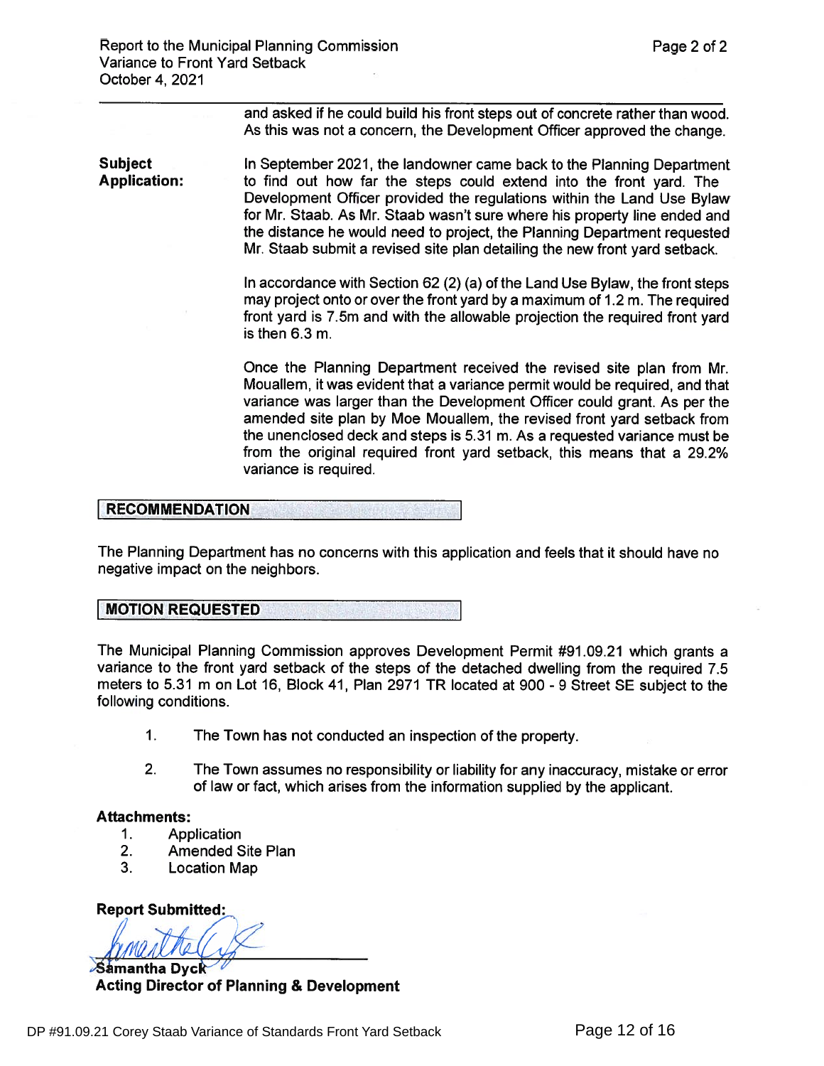and asked if he could build his front steps out of concrete rather than wood. As this was not a concern, the Development Officer approved the change.

**Subject Application:**

In September 2021, the landowner came back to the Planning Department to find out how far the steps could extend into the front yard. The Development Officer provided the regulations within the Land Use Bylaw for Mr. Staab. As Mr. Staab wasn't sure where his property line ended and the distance he would need to project, the Planning Department requested Mr. Staab submit a revised site plan detailing the new front yard setback.

In accordance with Section 62 (2) (a) of the Land Use Bylaw, the front steps may project onto or over the front yard by a maximum of 1.2 m. The required front yard is 7.5m and with the allowable projection the required front yard is then 6.3 m.

Once the Planning Department received the revised site plan from Mr. Mouallem, it was evident that a variance permit would be required, and that variance was larger than the Development Officer could grant. As per the amended site plan by Moe Mouallem, the revised front yard setback from the unenclosed deck and steps is 5.31 m. As a requested variance must be from the original required front yard setback, this means that a 29.2% variance is required.

## RECOMMENDATION

The Planning Department has no concerns with this application and feels that it should have no negative impact on the neighbors.

## MOTION REQUESTED

The Municipal Planning Commission approves Development Permit #91.09.21 which grants a variance to the front yard setback of the steps of the detached dwelling from the required 7.5 meters to 5.31 m on Lot 16, Block 41, Plan 2971 TR located at 900 - 9 Street SE subject to the following conditions.

1. The Town has not conducted an inspection of the property.
2. The Town assumes no responsibility or liability for any inaccuracy, mistake or error of law or fact, which arises from the information supplied by the applicant.

**Attachments:**

1. Application
2. Amended Site Plan
3. Location Map

**Report Submitted:**

**Samantha Dyck**
**Acting Director of Planning & Development**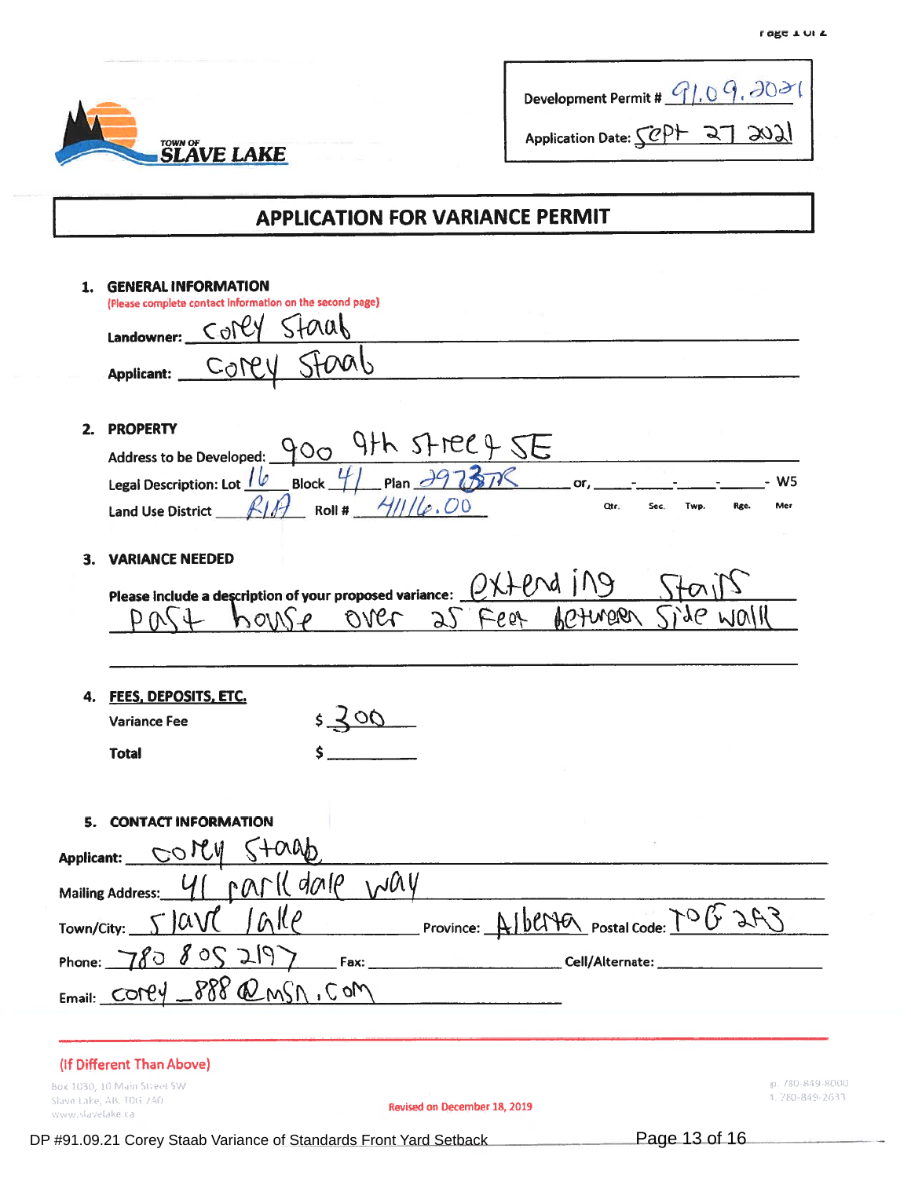TOWN OF SLAVE LAKE

Development Permit # 91.09.2021

Application Date: Sept 27 2021

## APPLICATION FOR VARIANCE PERMIT

**1. GENERAL INFORMATION**
(Please complete contact information on the second page)

**Landowner:** Corey Staab

**Applicant:** Corey Staab

**2. PROPERTY**

Address to be Developed: 900 9th Street SE

Legal Description: Lot 16 Block 41 Plan 2973TR or, ___-___-___-___- W5 (Qtr. Sec. Twp. Rge. Mer)

Land Use District R1A Roll # 411116.00

**3. VARIANCE NEEDED**

Please include a description of your proposed variance: extending stairs past house over 25 Feet between side wall

**4. FEES, DEPOSITS, ETC.**

Variance Fee $ 300

Total $ ______

**5. CONTACT INFORMATION**

Applicant: Corey Staab

Mailing Address: 41 parkdale way

Town/City: Slave lake Province: Alberta Postal Code: T0G 2A3

Phone: 780 805 2197 Fax: ______ Cell/Alternate: ______

Email: corey_888@msn.com

(If Different Than Above)

Box 1030, 10 Main Street SW
Slave Lake, AB. T0G 2A0
www.slavelake.ca

p. 780-849-8000
f. 780-849-2633

Revised on December 18, 2019

DP #91.09.21 Corey Staab Variance of Standards Front Yard Setback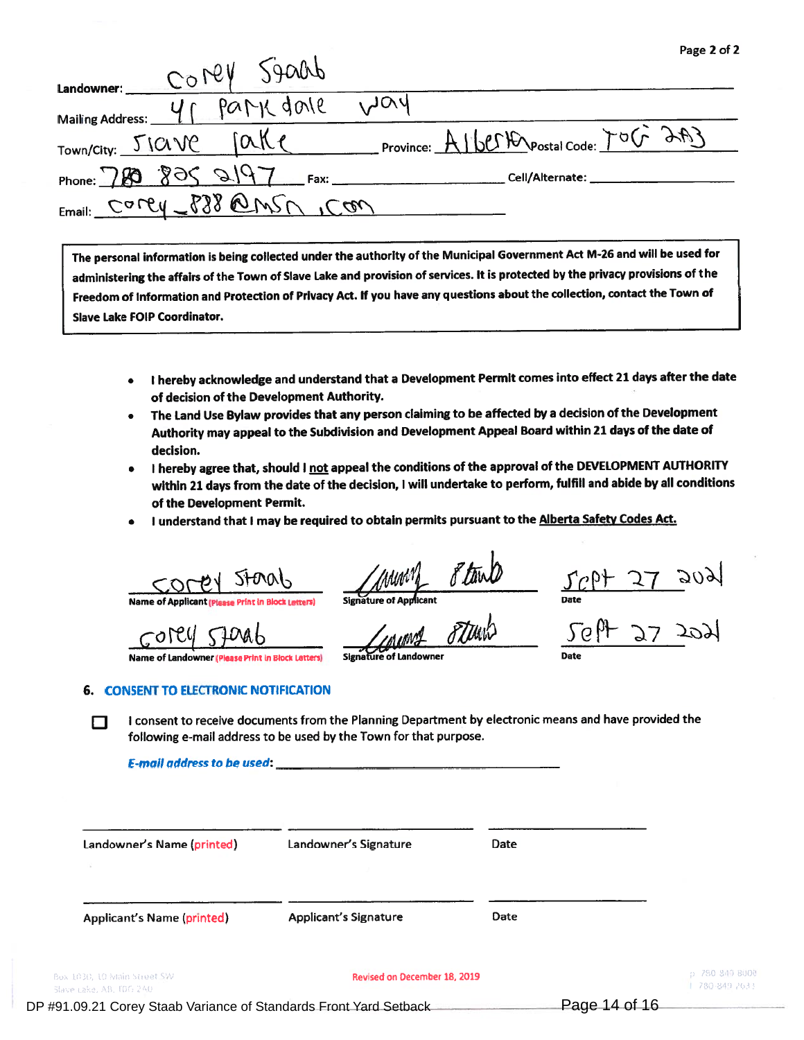Landowner: Corey Staab

Mailing Address: 41 Parkdale Way

Town/City: Slave Lake Province: Alberta Postal Code: T0G 2A3

Phone: 780 805 2197 Fax: Cell/Alternate:

Email: corey_888@msn.com

> **The personal information is being collected under the authority of the Municipal Government Act M-26 and will be used for administering the affairs of the Town of Slave Lake and provision of services. It is protected by the privacy provisions of the Freedom of Information and Protection of Privacy Act. If you have any questions about the collection, contact the Town of Slave Lake FOIP Coordinator.**

- **I hereby acknowledge and understand that a Development Permit comes into effect 21 days after the date of decision of the Development Authority.**
- **The Land Use Bylaw provides that any person claiming to be affected by a decision of the Development Authority may appeal to the Subdivision and Development Appeal Board within 21 days of the date of decision.**
- **I hereby agree that, should I not appeal the conditions of the approval of the DEVELOPMENT AUTHORITY within 21 days from the date of the decision, I will undertake to perform, fulfill and abide by all conditions of the Development Permit.**
- **I understand that I may be required to obtain permits pursuant to the Alberta Safety Codes Act.**

| Corey Staab | (signature) | Sept 27 2021 |
|---|---|---|
| Name of Applicant (Please Print in Block Letters) | Signature of Applicant | Date |
| Corey Staab | (signature) | Sept 27 2021 |
| Name of Landowner (Please Print in Block Letters) | Signature of Landowner | Date |

## 6. CONSENT TO ELECTRONIC NOTIFICATION

☐ I consent to receive documents from the Planning Department by electronic means and have provided the following e-mail address to be used by the Town for that purpose.

*E-mail address to be used*: ______________________

| | | |
|---|---|---|
| Landowner's Name (printed) | Landowner's Signature | Date |
| Applicant's Name (printed) | Applicant's Signature | Date |

Box 1030, 10 Main Street SW Slave Lake, AB, T0G 2A0

Revised on December 18, 2019

p 780 849 8000 f 780 849 2633

DP #91.09.21 Corey Staab Variance of Standards Front Yard Setback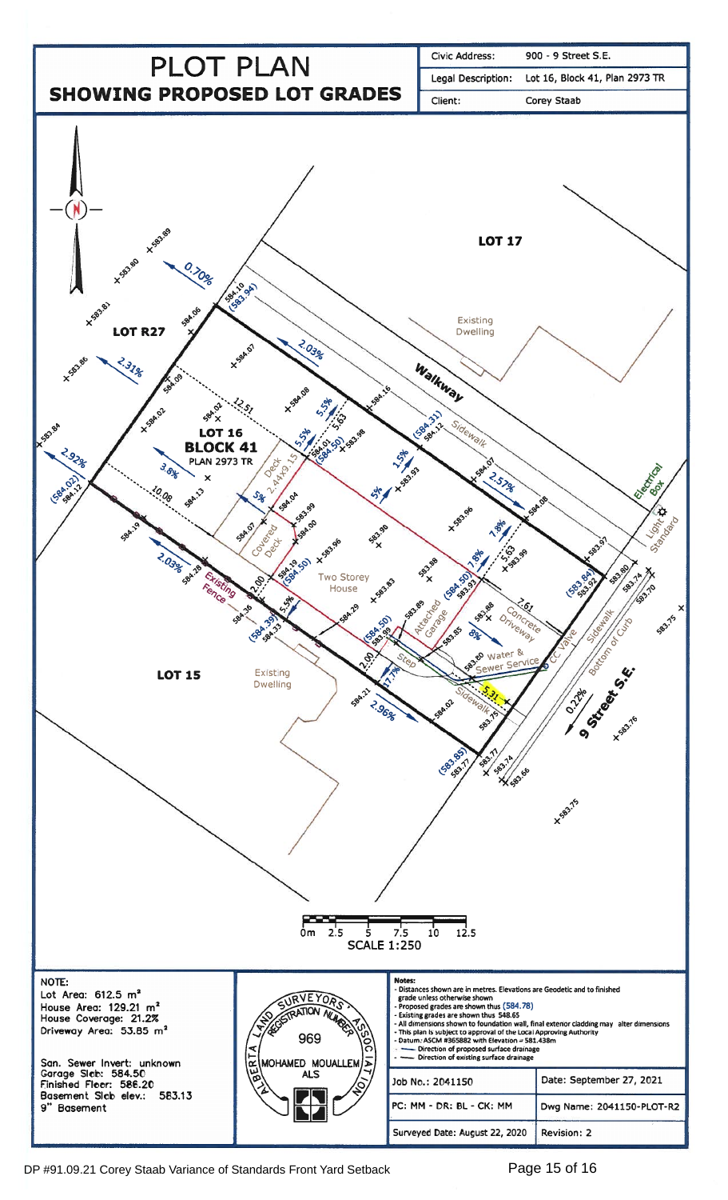# PLOT PLAN
## SHOWING PROPOSED LOT GRADES

| | |
|---|---|
| Civic Address: | 900 - 9 Street S.E. |
| Legal Description: | Lot 16, Block 41, Plan 2973 TR |
| Client: | Corey Staab |

LOT 17

Existing Dwelling

Walkway

Sidewalk

Electrical Box

Light Standard

LOT R27

**LOT 16**
**BLOCK 41**
PLAN 2973 TR

Deck 2.44x9.15

Covered Deck

Two Storey House

Attached Garage

Concrete Driveway

Existing Fence

Step

Water & Sewer Service

CC Valve

Sidewalk

Bottom of Curb

9 Street S.E.

LOT 15

Existing Dwelling

SCALE 1:250

0m 2.5 5 7.5 10 12.5

**NOTE:**
Lot Area: 612.5 m²
House Area: 129.21 m²
House Coverage: 21.2%
Driveway Area: 53.85 m²

San. Sewer Invert: unknown
Garage Slab: 584.50
Finished Floor: 586.20
Basement Slab elev.: 583.13
9" Basement

ALBERTA LAND SURVEYORS' ASSOCIATION
REGISTRATION NUMBER 969
MOHAMED MOUALLEM
ALS

**Notes:**
- Distances shown are in metres. Elevations are Geodetic and to finished grade unless otherwise shown
- Proposed grades are shown thus (584.78)
- Existing grades are shown thus 548.65
- All dimensions shown to foundation wall, final exterior cladding may alter dimensions
- This plan is subject to approval of the Local Approving Authority
- Datum: ASCM #365882 with Elevation = 581.438m
- Direction of proposed surface drainage
- Direction of existing surface drainage

| | |
|---|---|
| Job No.: 2041150 | Date: September 27, 2021 |
| PC: MM - DR: BL - CK: MM | Dwg Name: 2041150-PLOT-R2 |
| Surveyed Date: August 22, 2020 | Revision: 2 |

DP #91.09.21 Corey Staab Variance of Standards Front Yard Setback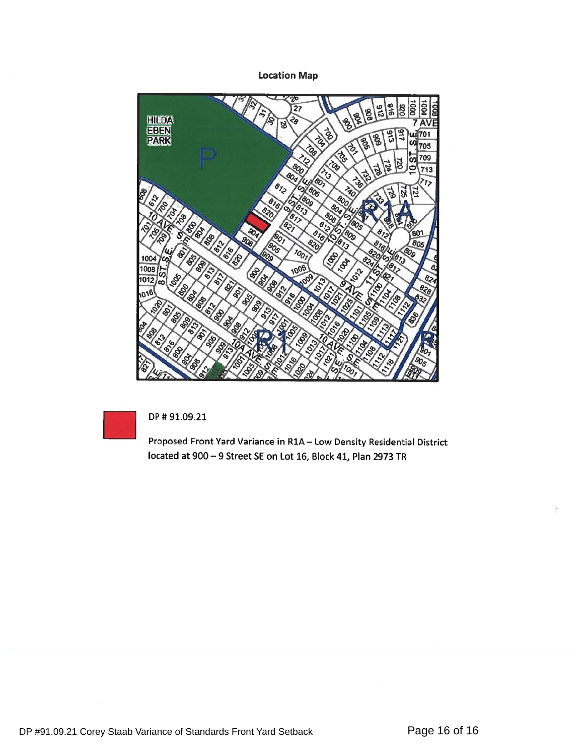**Location Map**

DP # 91.09.21

Proposed Front Yard Variance in R1A – Low Density Residential District located at 900 – 9 Street SE on Lot 16, Block 41, Plan 2973 TR